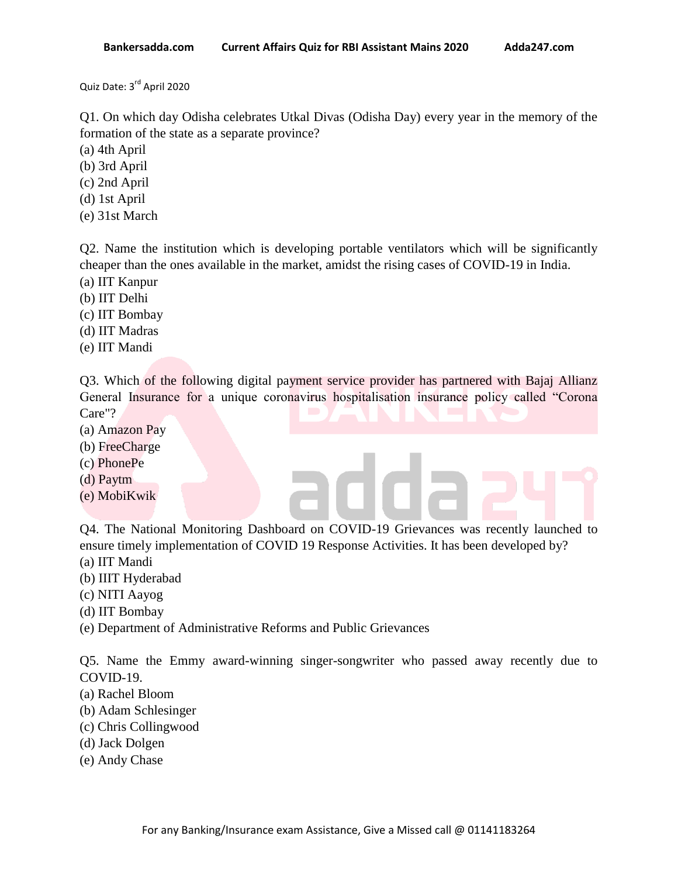Quiz Date: 3rd April 2020

Q1. On which day Odisha celebrates Utkal Divas (Odisha Day) every year in the memory of the formation of the state as a separate province?
(a) 4th April
(b) 3rd April
(c) 2nd April
(d) 1st April
(e) 31st March

Q2. Name the institution which is developing portable ventilators which will be significantly cheaper than the ones available in the market, amidst the rising cases of COVID-19 in India.
(a) IIT Kanpur
(b) IIT Delhi
(c) IIT Bombay
(d) IIT Madras
(e) IIT Mandi

Q3. Which of the following digital payment service provider has partnered with Bajaj Allianz General Insurance for a unique coronavirus hospitalisation insurance policy called “Corona Care"?
(a) Amazon Pay
(b) FreeCharge
(c) PhonePe
(d) Paytm
(e) MobiKwik

Q4. The National Monitoring Dashboard on COVID-19 Grievances was recently launched to ensure timely implementation of COVID 19 Response Activities. It has been developed by?
(a) IIT Mandi
(b) IIIT Hyderabad
(c) NITI Aayog
(d) IIT Bombay
(e) Department of Administrative Reforms and Public Grievances

Q5. Name the Emmy award-winning singer-songwriter who passed away recently due to COVID-19.
(a) Rachel Bloom
(b) Adam Schlesinger
(c) Chris Collingwood
(d) Jack Dolgen
(e) Andy Chase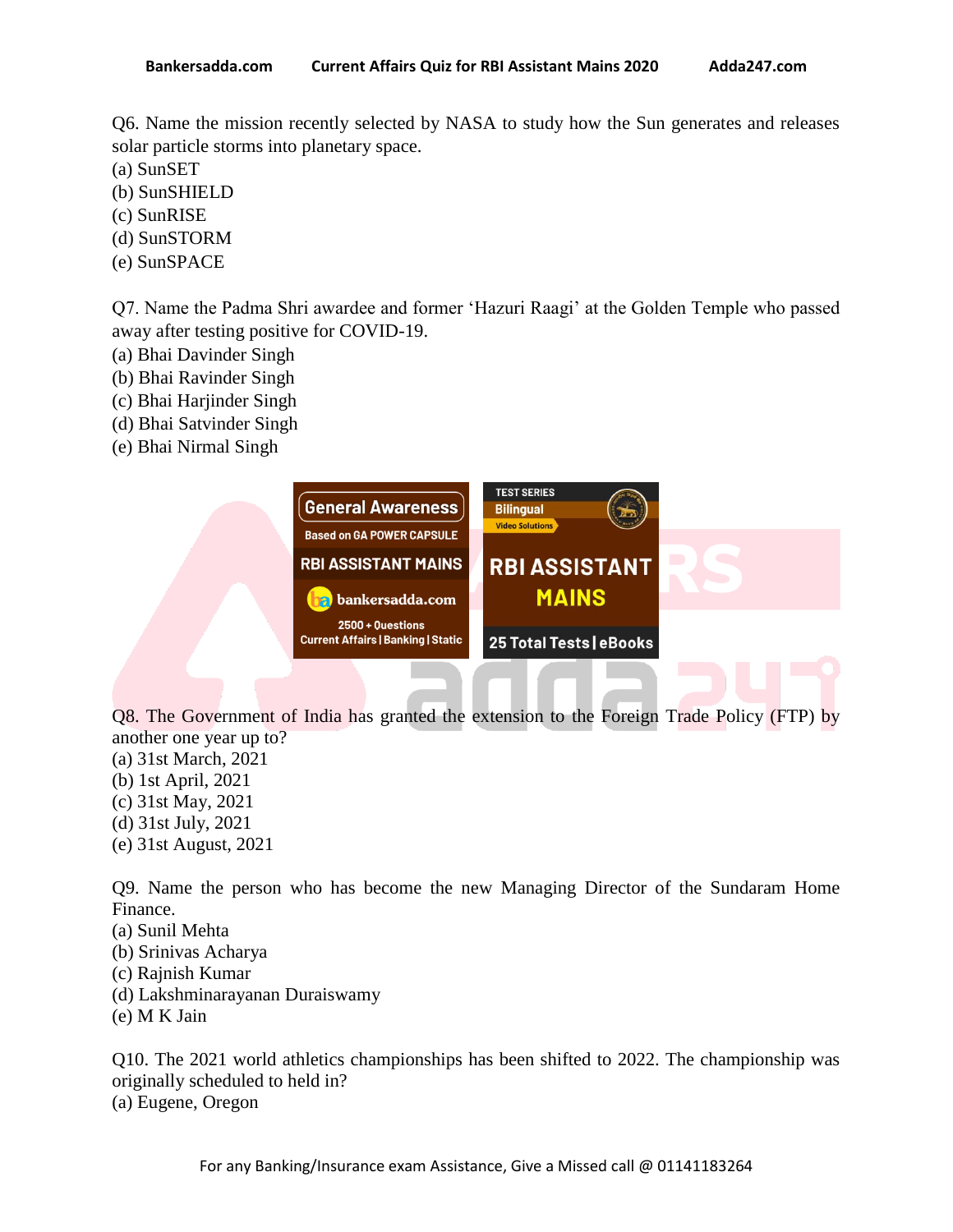Q6. Name the mission recently selected by NASA to study how the Sun generates and releases solar particle storms into planetary space.
(a) SunSET
(b) SunSHIELD
(c) SunRISE
(d) SunSTORM
(e) SunSPACE

Q7. Name the Padma Shri awardee and former 'Hazuri Raagi' at the Golden Temple who passed away after testing positive for COVID-19.
(a) Bhai Davinder Singh
(b) Bhai Ravinder Singh
(c) Bhai Harjinder Singh
(d) Bhai Satvinder Singh
(e) Bhai Nirmal Singh

Q8. The Government of India has granted the extension to the Foreign Trade Policy (FTP) by another one year up to?
(a) 31st March, 2021
(b) 1st April, 2021
(c) 31st May, 2021
(d) 31st July, 2021
(e) 31st August, 2021

Q9. Name the person who has become the new Managing Director of the Sundaram Home Finance.
(a) Sunil Mehta
(b) Srinivas Acharya
(c) Rajnish Kumar
(d) Lakshminarayanan Duraiswamy
(e) M K Jain

Q10. The 2021 world athletics championships has been shifted to 2022. The championship was originally scheduled to held in?
(a) Eugene, Oregon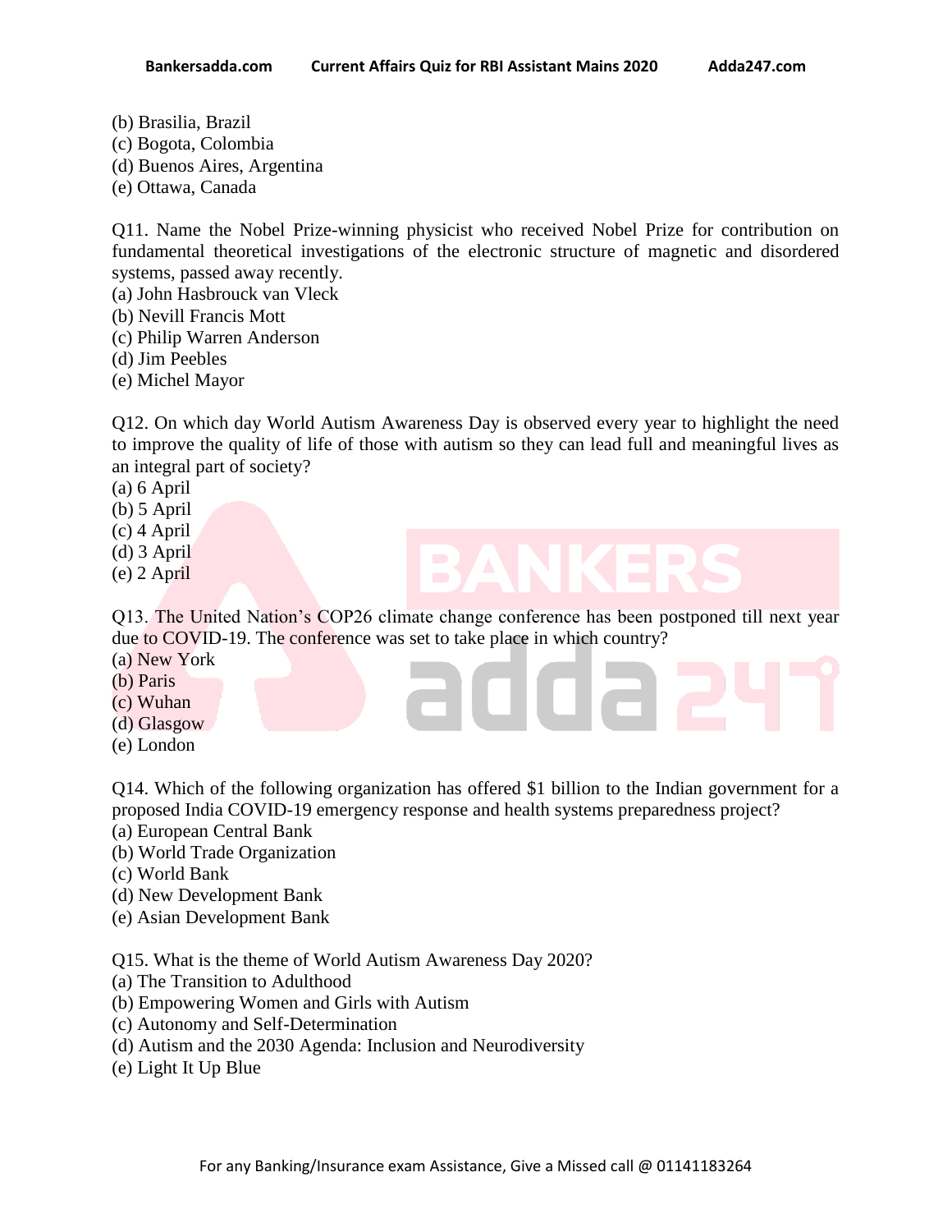(b) Brasilia, Brazil
(c) Bogota, Colombia
(d) Buenos Aires, Argentina
(e) Ottawa, Canada

Q11. Name the Nobel Prize-winning physicist who received Nobel Prize for contribution on fundamental theoretical investigations of the electronic structure of magnetic and disordered systems, passed away recently.
(a) John Hasbrouck van Vleck
(b) Nevill Francis Mott
(c) Philip Warren Anderson
(d) Jim Peebles
(e) Michel Mayor

Q12. On which day World Autism Awareness Day is observed every year to highlight the need to improve the quality of life of those with autism so they can lead full and meaningful lives as an integral part of society?
(a) 6 April
(b) 5 April
(c) 4 April
(d) 3 April
(e) 2 April

Q13. The United Nation's COP26 climate change conference has been postponed till next year due to COVID-19. The conference was set to take place in which country?
(a) New York
(b) Paris
(c) Wuhan
(d) Glasgow
(e) London

Q14. Which of the following organization has offered $1 billion to the Indian government for a proposed India COVID-19 emergency response and health systems preparedness project?
(a) European Central Bank
(b) World Trade Organization
(c) World Bank
(d) New Development Bank
(e) Asian Development Bank

Q15. What is the theme of World Autism Awareness Day 2020?
(a) The Transition to Adulthood
(b) Empowering Women and Girls with Autism
(c) Autonomy and Self-Determination
(d) Autism and the 2030 Agenda: Inclusion and Neurodiversity
(e) Light It Up Blue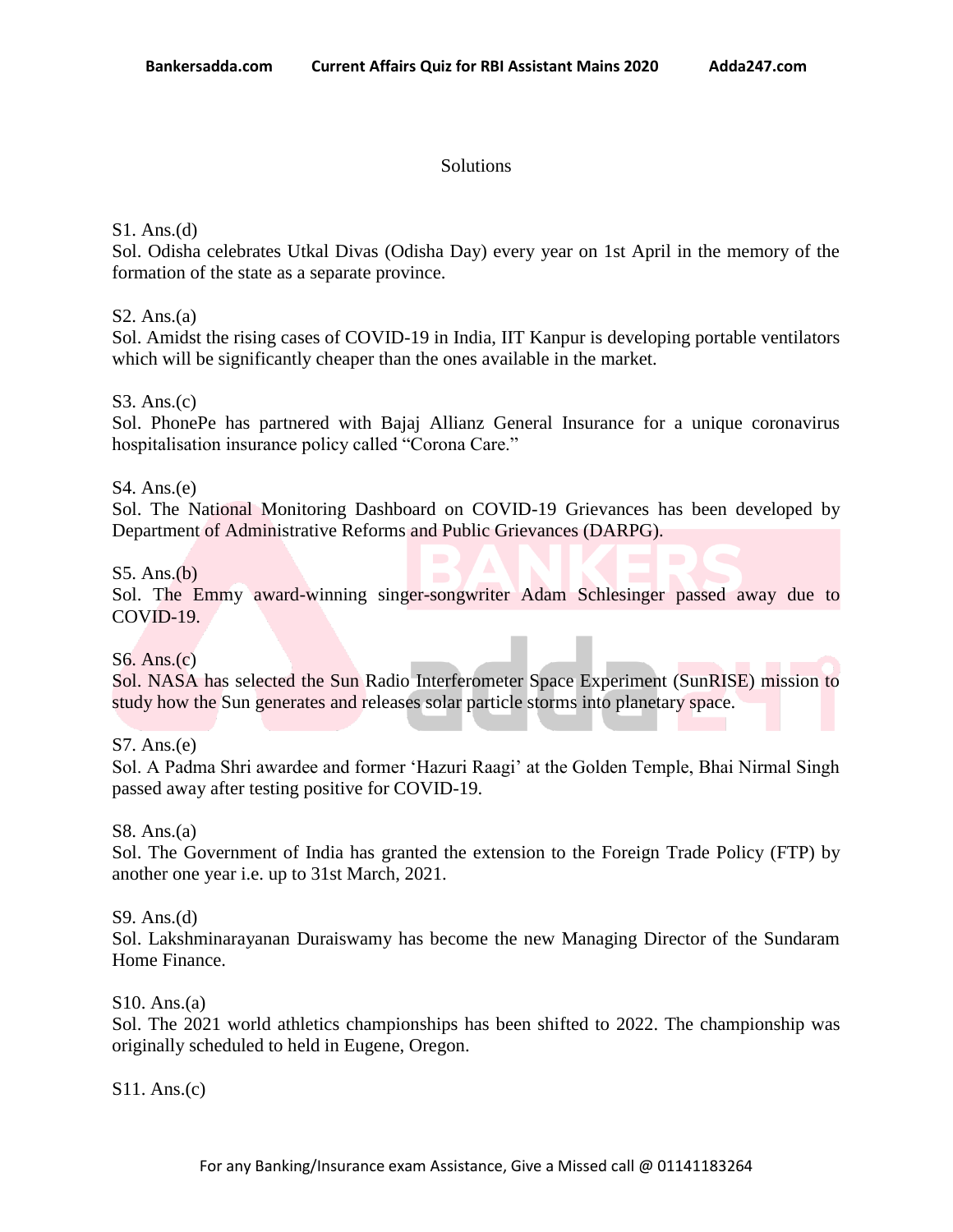Solutions

S1. Ans.(d)
Sol. Odisha celebrates Utkal Divas (Odisha Day) every year on 1st April in the memory of the formation of the state as a separate province.

S2. Ans.(a)
Sol. Amidst the rising cases of COVID-19 in India, IIT Kanpur is developing portable ventilators which will be significantly cheaper than the ones available in the market.

S3. Ans.(c)
Sol. PhonePe has partnered with Bajaj Allianz General Insurance for a unique coronavirus hospitalisation insurance policy called "Corona Care."

S4. Ans.(e)
Sol. The National Monitoring Dashboard on COVID-19 Grievances has been developed by Department of Administrative Reforms and Public Grievances (DARPG).

S5. Ans.(b)
Sol. The Emmy award-winning singer-songwriter Adam Schlesinger passed away due to COVID-19.

S6. Ans.(c)
Sol. NASA has selected the Sun Radio Interferometer Space Experiment (SunRISE) mission to study how the Sun generates and releases solar particle storms into planetary space.

S7. Ans.(e)
Sol. A Padma Shri awardee and former 'Hazuri Raagi' at the Golden Temple, Bhai Nirmal Singh passed away after testing positive for COVID-19.

S8. Ans.(a)
Sol. The Government of India has granted the extension to the Foreign Trade Policy (FTP) by another one year i.e. up to 31st March, 2021.

S9. Ans.(d)
Sol. Lakshminarayanan Duraiswamy has become the new Managing Director of the Sundaram Home Finance.

S10. Ans.(a)
Sol. The 2021 world athletics championships has been shifted to 2022. The championship was originally scheduled to held in Eugene, Oregon.

S11. Ans.(c)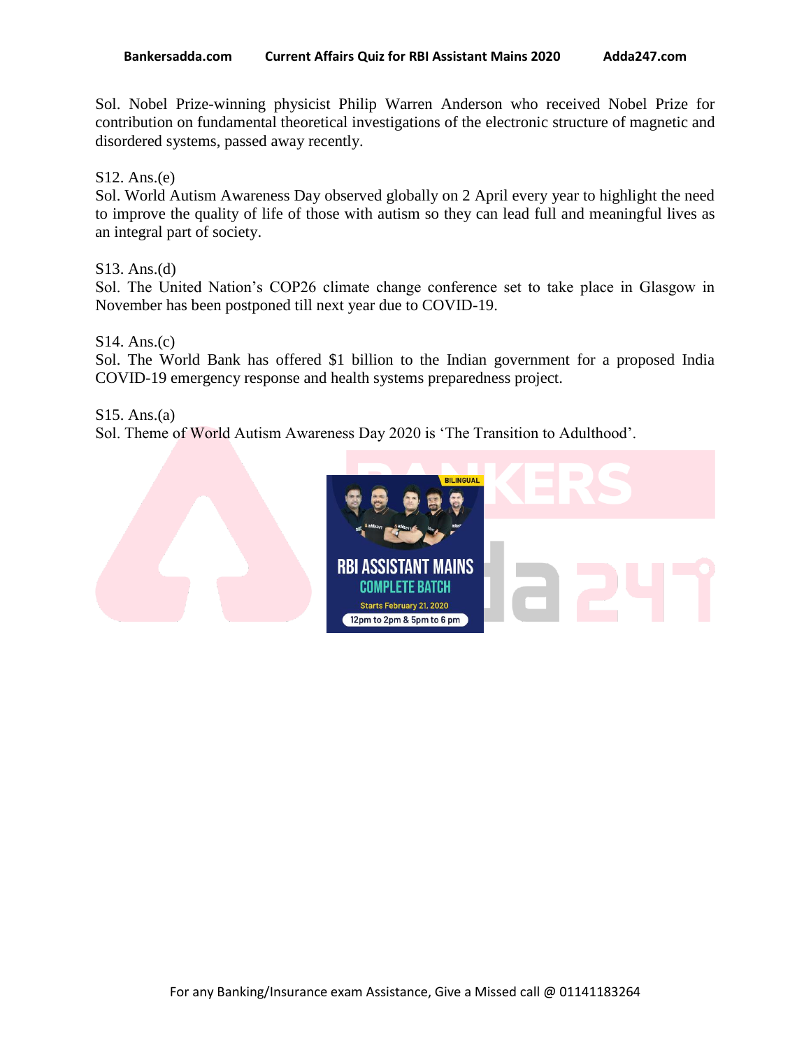Sol. Nobel Prize-winning physicist Philip Warren Anderson who received Nobel Prize for contribution on fundamental theoretical investigations of the electronic structure of magnetic and disordered systems, passed away recently.

S12. Ans.(e)
Sol. World Autism Awareness Day observed globally on 2 April every year to highlight the need to improve the quality of life of those with autism so they can lead full and meaningful lives as an integral part of society.

S13. Ans.(d)
Sol. The United Nation's COP26 climate change conference set to take place in Glasgow in November has been postponed till next year due to COVID-19.

S14. Ans.(c)
Sol. The World Bank has offered $1 billion to the Indian government for a proposed India COVID-19 emergency response and health systems preparedness project.

S15. Ans.(a)
Sol. Theme of World Autism Awareness Day 2020 is 'The Transition to Adulthood'.